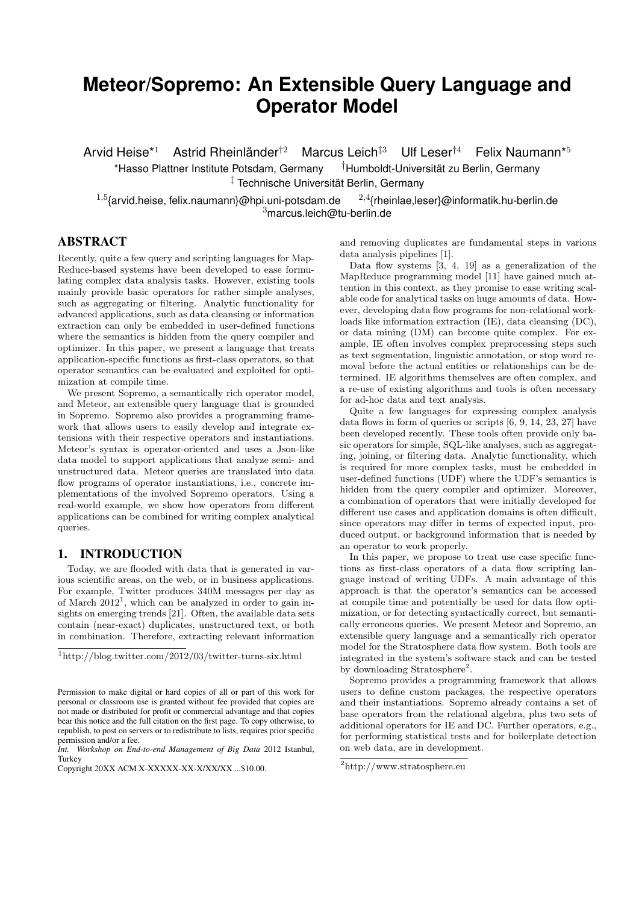# Meteor/Sopremo: An Extensible Query Language and Operator Model

Arvid Heise*[1] Astrid Rheinländer†[2] Marcus Leich‡[3] Ulf Leser†[4] Felix Naumann*[5]

*Hasso Plattner Institute Potsdam, Germany †Humboldt-Universität zu Berlin, Germany
‡ Technische Universität Berlin, Germany

[1,5]{arvid.heise, felix.naumann}@hpi.uni-potsdam.de [2,4]{rheinlae,leser}@informatik.hu-berlin.de
[3]marcus.leich@tu-berlin.de

## ABSTRACT

Recently, quite a few query and scripting languages for MapReduce-based systems have been developed to ease formulating complex data analysis tasks. However, existing tools mainly provide basic operators for rather simple analyses, such as aggregating or filtering. Analytic functionality for advanced applications, such as data cleansing or information extraction can only be embedded in user-defined functions where the semantics is hidden from the query compiler and optimizer. In this paper, we present a language that treats application-specific functions as first-class operators, so that operator semantics can be evaluated and exploited for optimization at compile time.

We present Sopremo, a semantically rich operator model, and Meteor, an extensible query language that is grounded in Sopremo. Sopremo also provides a programming framework that allows users to easily develop and integrate extensions with their respective operators and instantiations. Meteor's syntax is operator-oriented and uses a Json-like data model to support applications that analyze semi- and unstructured data. Meteor queries are translated into data flow programs of operator instantiations, i.e., concrete implementations of the involved Sopremo operators. Using a real-world example, we show how operators from different applications can be combined for writing complex analytical queries.

## 1. INTRODUCTION

Today, we are flooded with data that is generated in various scientific areas, on the web, or in business applications. For example, Twitter produces 340M messages per day as of March 2012[1], which can be analyzed in order to gain insights on emerging trends [21]. Often, the available data sets contain (near-exact) duplicates, unstructured text, or both in combination. Therefore, extracting relevant information and removing duplicates are fundamental steps in various data analysis pipelines [1].

Data flow systems [3, 4, 19] as a generalization of the MapReduce programming model [11] have gained much attention in this context, as they promise to ease writing scalable code for analytical tasks on huge amounts of data. However, developing data flow programs for non-relational workloads like information extraction (IE), data cleansing (DC), or data mining (DM) can become quite complex. For example, IE often involves complex preprocessing steps such as text segmentation, linguistic annotation, or stop word removal before the actual entities or relationships can be determined. IE algorithms themselves are often complex, and a re-use of existing algorithms and tools is often necessary for ad-hoc data and text analysis.

Quite a few languages for expressing complex analysis data flows in form of queries or scripts [6, 9, 14, 23, 27] have been developed recently. These tools often provide only basic operators for simple, SQL-like analyses, such as aggregating, joining, or filtering data. Analytic functionality, which is required for more complex tasks, must be embedded in user-defined functions (UDF) where the UDF's semantics is hidden from the query compiler and optimizer. Moreover, a combination of operators that were initially developed for different use cases and application domains is often difficult, since operators may differ in terms of expected input, produced output, or background information that is needed by an operator to work properly.

In this paper, we propose to treat use case specific functions as first-class operators of a data flow scripting language instead of writing UDFs. A main advantage of this approach is that the operator's semantics can be accessed at compile time and potentially be used for data flow optimization, or for detecting syntactically correct, but semantically erroneous queries. We present Meteor and Sopremo, an extensible query language and a semantically rich operator model for the Stratosphere data flow system. Both tools are integrated in the system's software stack and can be tested by downloading Stratosphere[2].

Sopremo provides a programming framework that allows users to define custom packages, the respective operators and their instantiations. Sopremo already contains a set of base operators from the relational algebra, plus two sets of additional operators for IE and DC. Further operators, e.g., for performing statistical tests and for boilerplate detection on web data, are in development.

[1] http://blog.twitter.com/2012/03/twitter-turns-six.html

[2] http://www.stratosphere.eu

Permission to make digital or hard copies of all or part of this work for personal or classroom use is granted without fee provided that copies are not made or distributed for profit or commercial advantage and that copies bear this notice and the full citation on the first page. To copy otherwise, to republish, to post on servers or to redistribute to lists, requires prior specific permission and/or a fee.
*Int. Workshop on End-to-end Management of Big Data* 2012 Istanbul, Turkey
Copyright 20XX ACM X-XXXXX-XX-X/XX/XX ...$10.00.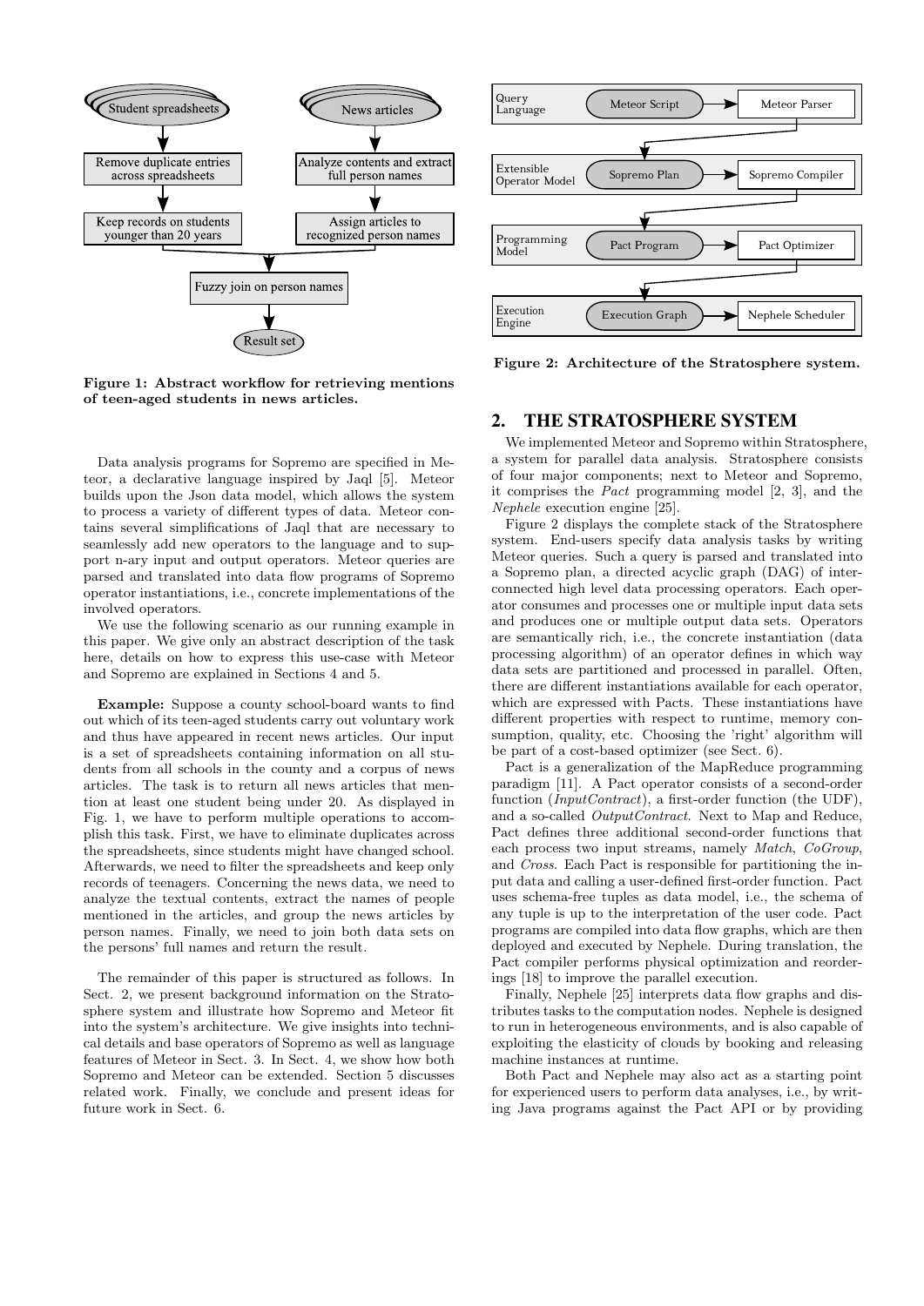Figure 1: **Abstract workflow for retrieving mentions of teen-aged students in news articles.**

Data analysis programs for Sopremo are specified in Meteor, a declarative language inspired by Jaql [5]. Meteor builds upon the Json data model, which allows the system to process a variety of different types of data. Meteor contains several simplifications of Jaql that are necessary to seamlessly add new operators to the language and to support n-ary input and output operators. Meteor queries are parsed and translated into data flow programs of Sopremo operator instantiations, i.e., concrete implementations of the involved operators.

We use the following scenario as our running example in this paper. We give only an abstract description of the task here, details on how to express this use-case with Meteor and Sopremo are explained in Sections 4 and 5.

**Example:** Suppose a county school-board wants to find out which of its teen-aged students carry out voluntary work and thus have appeared in recent news articles. Our input is a set of spreadsheets containing information on all students from all schools in the county and a corpus of news articles. The task is to return all news articles that mention at least one student being under 20. As displayed in Fig. 1, we have to perform multiple operations to accomplish this task. First, we have to eliminate duplicates across the spreadsheets, since students might have changed school. Afterwards, we need to filter the spreadsheets and keep only records of teenagers. Concerning the news data, we need to analyze the textual contents, extract the names of people mentioned in the articles, and group the news articles by person names. Finally, we need to join both data sets on the persons' full names and return the result.

The remainder of this paper is structured as follows. In Sect. 2, we present background information on the Stratosphere system and illustrate how Sopremo and Meteor fit into the system's architecture. We give insights into technical details and base operators of Sopremo as well as language features of Meteor in Sect. 3. In Sect. 4, we show how both Sopremo and Meteor can be extended. Section 5 discusses related work. Finally, we conclude and present ideas for future work in Sect. 6.

Figure 2: **Architecture of the Stratosphere system.**

## 2. THE STRATOSPHERE SYSTEM

We implemented Meteor and Sopremo within Stratosphere, a system for parallel data analysis. Stratosphere consists of four major components; next to Meteor and Sopremo, it comprises the *Pact* programming model [2, 3], and the *Nephele* execution engine [25].

Figure 2 displays the complete stack of the Stratosphere system. End-users specify data analysis tasks by writing Meteor queries. Such a query is parsed and translated into a Sopremo plan, a directed acyclic graph (DAG) of interconnected high level data processing operators. Each operator consumes and processes one or multiple input data sets and produces one or multiple output data sets. Operators are semantically rich, i.e., the concrete instantiation (data processing algorithm) of an operator defines in which way data sets are partitioned and processed in parallel. Often, there are different instantiations available for each operator, which are expressed with Pacts. These instantiations have different properties with respect to runtime, memory consumption, quality, etc. Choosing the 'right' algorithm will be part of a cost-based optimizer (see Sect. 6).

Pact is a generalization of the MapReduce programming paradigm [11]. A Pact operator consists of a second-order function (*InputContract*), a first-order function (the UDF), and a so-called *OutputContract*. Next to Map and Reduce, Pact defines three additional second-order functions that each process two input streams, namely *Match*, *CoGroup*, and *Cross*. Each Pact is responsible for partitioning the input data and calling a user-defined first-order function. Pact uses schema-free tuples as data model, i.e., the schema of any tuple is up to the interpretation of the user code. Pact programs are compiled into data flow graphs, which are then deployed and executed by Nephele. During translation, the Pact compiler performs physical optimization and reorderings [18] to improve the parallel execution.

Finally, Nephele [25] interprets data flow graphs and distributes tasks to the computation nodes. Nephele is designed to run in heterogeneous environments, and is also capable of exploiting the elasticity of clouds by booking and releasing machine instances at runtime.

Both Pact and Nephele may also act as a starting point for experienced users to perform data analyses, i.e., by writing Java programs against the Pact API or by providing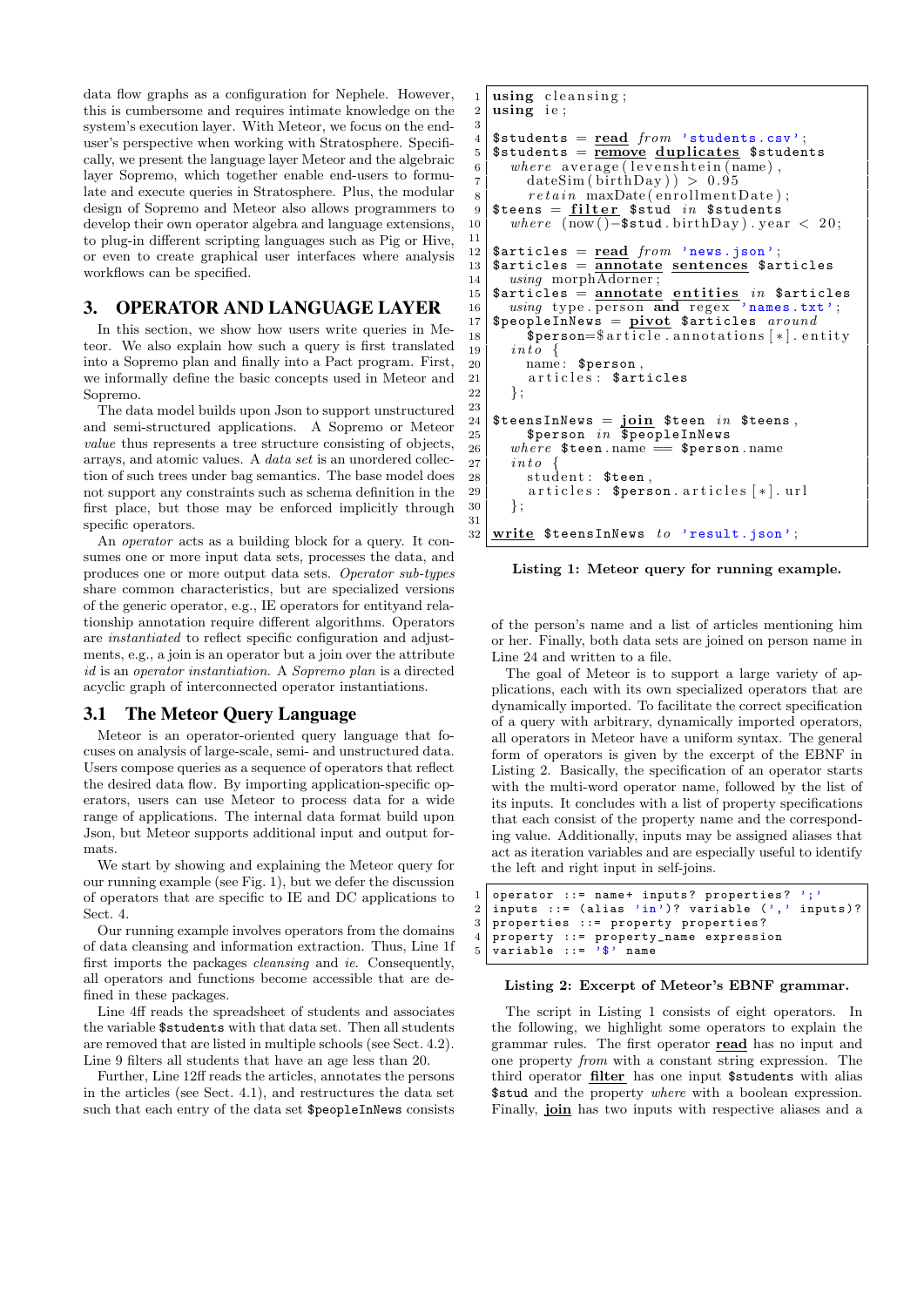data flow graphs as a configuration for Nephele. However, this is cumbersome and requires intimate knowledge on the system's execution layer. With Meteor, we focus on the end-user's perspective when working with Stratosphere. Specifically, we present the language layer Meteor and the algebraic layer Sopremo, which together enable end-users to formulate and execute queries in Stratosphere. Plus, the modular design of Sopremo and Meteor also allows programmers to develop their own operator algebra and language extensions, to plug-in different scripting languages such as Pig or Hive, or even to create graphical user interfaces where analysis workflows can be specified.

## 3. OPERATOR AND LANGUAGE LAYER

In this section, we show how users write queries in Meteor. We also explain how such a query is first translated into a Sopremo plan and finally into a Pact program. First, we informally define the basic concepts used in Meteor and Sopremo.

The data model builds upon Json to support unstructured and semi-structured applications. A Sopremo or Meteor *value* thus represents a tree structure consisting of objects, arrays, and atomic values. A *data set* is an unordered collection of such trees under bag semantics. The base model does not support any constraints such as schema definition in the first place, but those may be enforced implicitly through specific operators.

An *operator* acts as a building block for a query. It consumes one or more input data sets, processes the data, and produces one or more output data sets. *Operator sub-types* share common characteristics, but are specialized versions of the generic operator, e.g., IE operators for entityand relationship annotation require different algorithms. Operators are *instantiated* to reflect specific configuration and adjustments, e.g., a join is an operator but a join over the attribute *id* is an *operator instantiation*. A *Sopremo plan* is a directed acyclic graph of interconnected operator instantiations.

### 3.1 The Meteor Query Language

Meteor is an operator-oriented query language that focuses on analysis of large-scale, semi- and unstructured data. Users compose queries as a sequence of operators that reflect the desired data flow. By importing application-specific operators, users can use Meteor to process data for a wide range of applications. The internal data format build upon Json, but Meteor supports additional input and output formats.

We start by showing and explaining the Meteor query for our running example (see Fig. 1), but we defer the discussion of operators that are specific to IE and DC applications to Sect. 4.

Our running example involves operators from the domains of data cleansing and information extraction. Thus, Line 1f first imports the packages *cleansing* and *ie*. Consequently, all operators and functions become accessible that are defined in these packages.

Line 4ff reads the spreadsheet of students and associates the variable `$students` with that data set. Then all students are removed that are listed in multiple schools (see Sect. 4.2). Line 9 filters all students that have an age less than 20.

Further, Line 12ff reads the articles, annotates the persons in the articles (see Sect. 4.1), and restructures the data set such that each entry of the data set `$peopleInNews` consists of the person's name and a list of articles mentioning him or her. Finally, both data sets are joined on person name in Line 24 and written to a file.

```
1  using cleansing;
2  using ie;
3
4  $students = read from 'students.csv';
5  $students = remove duplicates $students
6    where average(levenshtein(name),
7      dateSim(birthDay)) > 0.95
8      retain maxDate(enrollmentDate);
9  $teens = filter $stud in $students
10   where (now()-$stud.birthDay).year < 20;
11
12 $articles = read from 'news.json';
13 $articles = annotate sentences $articles
14   using morphAdorner;
15 $articles = annotate entities in $articles
16   using type.person and regex 'names.txt';
17 $peopleInNews = pivot $articles around
18     $person=$article.annotations[*].entity
19   into {
20     name: $person,
21     articles: $articles
22   };
23
24 $teensInNews = join $teen in $teens,
25     $person in $peopleInNews
26   where $teen.name == $person.name
27   into {
28     student: $teen,
29     articles: $person.articles[*].url
30   };
31
32 write $teensInNews to 'result.json';
```

**Listing 1: Meteor query for running example.**

The goal of Meteor is to support a large variety of applications, each with its own specialized operators that are dynamically imported. To facilitate the correct specification of a query with arbitrary, dynamically imported operators, all operators in Meteor have a uniform syntax. The general form of operators is given by the excerpt of the EBNF in Listing 2. Basically, the specification of an operator starts with the multi-word operator name, followed by the list of its inputs. It concludes with a list of property specifications that each consist of the property name and the corresponding value. Additionally, inputs may be assigned aliases that act as iteration variables and are especially useful to identify the left and right input in self-joins.

```
1 operator ::= name+ inputs? properties? ';'
2 inputs ::= (alias 'in')? variable (',' inputs)?
3 properties ::= property properties?
4 property ::= property_name expression
5 variable ::= '$' name
```

**Listing 2: Excerpt of Meteor's EBNF grammar.**

The script in Listing 1 consists of eight operators. In the following, we highlight some operators to explain the grammar rules. The first operator **read** has no input and one property *from* with a constant string expression. The third operator **filter** has one input `$students` with alias `$stud` and the property *where* with a boolean expression. Finally, **join** has two inputs with respective aliases and a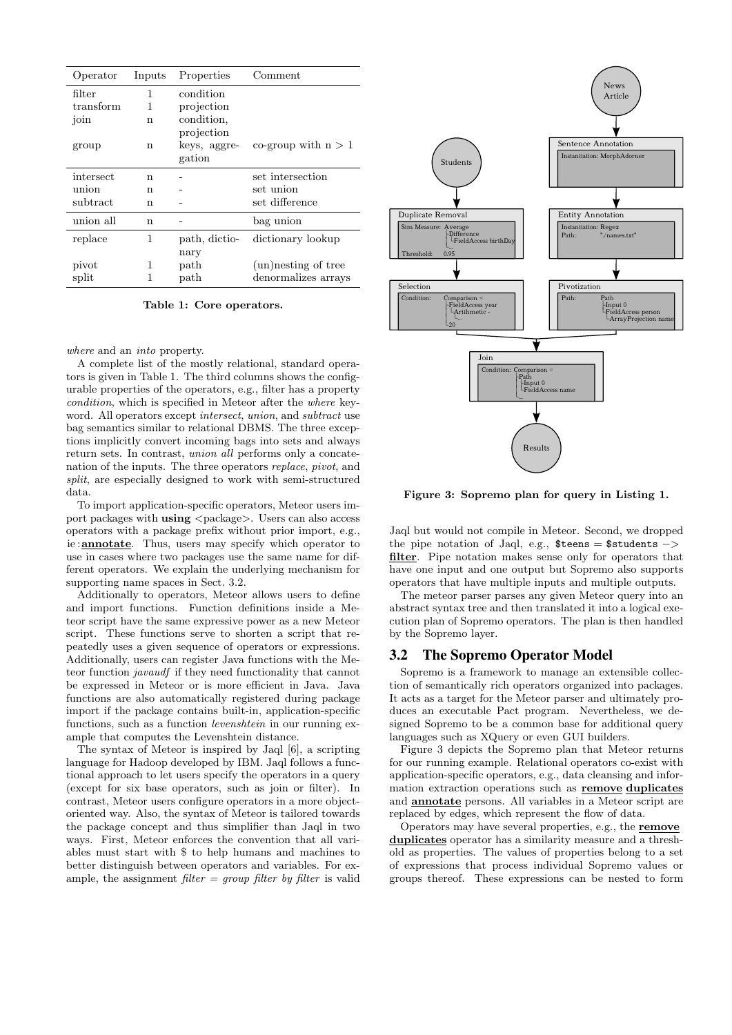| Operator | Inputs | Properties | Comment |
|---|---|---|---|
| filter | 1 | condition | |
| transform | 1 | projection | |
| join | n | condition, projection | |
| group | n | keys, aggregation | co-group with n > 1 |
| intersect | n | - | set intersection |
| union | n | - | set union |
| subtract | n | - | set difference |
| union all | n | - | bag union |
| replace | 1 | path, dictionary | dictionary lookup |
| pivot | 1 | path | (un)nesting of tree |
| split | 1 | path | denormalizes arrays |

**Table 1: Core operators.**

*where* and an *into* property.

A complete list of the mostly relational, standard operators is given in Table 1. The third columns shows the configurable properties of the operators, e.g., filter has a property *condition*, which is specified in Meteor after the *where* keyword. All operators except *intersect*, *union*, and *subtract* use bag semantics similar to relational DBMS. The three exceptions implicitly convert incoming bags into sets and always return sets. In contrast, *union all* performs only a concatenation of the inputs. The three operators *replace*, *pivot*, and *split*, are especially designed to work with semi-structured data.

To import application-specific operators, Meteor users import packages with **using** <package>. Users can also access operators with a package prefix without prior import, e.g., ie:**annotate**. Thus, users may specify which operator to use in cases where two packages use the same name for different operators. We explain the underlying mechanism for supporting name spaces in Sect. 3.2.

Additionally to operators, Meteor allows users to define and import functions. Function definitions inside a Meteor script have the same expressive power as a new Meteor script. These functions serve to shorten a script that repeatedly uses a given sequence of operators or expressions. Additionally, users can register Java functions with the Meteor function *javaudf* if they need functionality that cannot be expressed in Meteor or is more efficient in Java. Java functions are also automatically registered during package import if the package contains built-in, application-specific functions, such as a function *levenshtein* in our running example that computes the Levenshtein distance.

The syntax of Meteor is inspired by Jaql [6], a scripting language for Hadoop developed by IBM. Jaql follows a functional approach to let users specify the operators in a query (except for six base operators, such as join or filter). In contrast, Meteor users configure operators in a more object-oriented way. Also, the syntax of Meteor is tailored towards the package concept and thus simplifier than Jaql in two ways. First, Meteor enforces the convention that all variables must start with $ to help humans and machines to better distinguish between operators and variables. For example, the assignment *filter = group filter by filter* is valid Jaql but would not compile in Meteor. Second, we dropped the pipe notation of Jaql, e.g., `$teens = $students ->` **filter**. Pipe notation makes sense only for operators that have one input and one output but Sopremo also supports operators that have multiple inputs and multiple outputs.

The meteor parser parses any given Meteor query into an abstract syntax tree and then translated it into a logical execution plan of Sopremo operators. The plan is then handled by the Sopremo layer.

**Figure 3: Sopremo plan for query in Listing 1.**

## 3.2 The Sopremo Operator Model

Sopremo is a framework to manage an extensible collection of semantically rich operators organized into packages. It acts as a target for the Meteor parser and ultimately produces an executable Pact program. Nevertheless, we designed Sopremo to be a common base for additional query languages such as XQuery or even GUI builders.

Figure 3 depicts the Sopremo plan that Meteor returns for our running example. Relational operators co-exist with application-specific operators, e.g., data cleansing and information extraction operations such as **remove duplicates** and **annotate** persons. All variables in a Meteor script are replaced by edges, which represent the flow of data.

Operators may have several properties, e.g., the **remove duplicates** operator has a similarity measure and a threshold as properties. The values of properties belong to a set of expressions that process individual Sopremo values or groups thereof. These expressions can be nested to form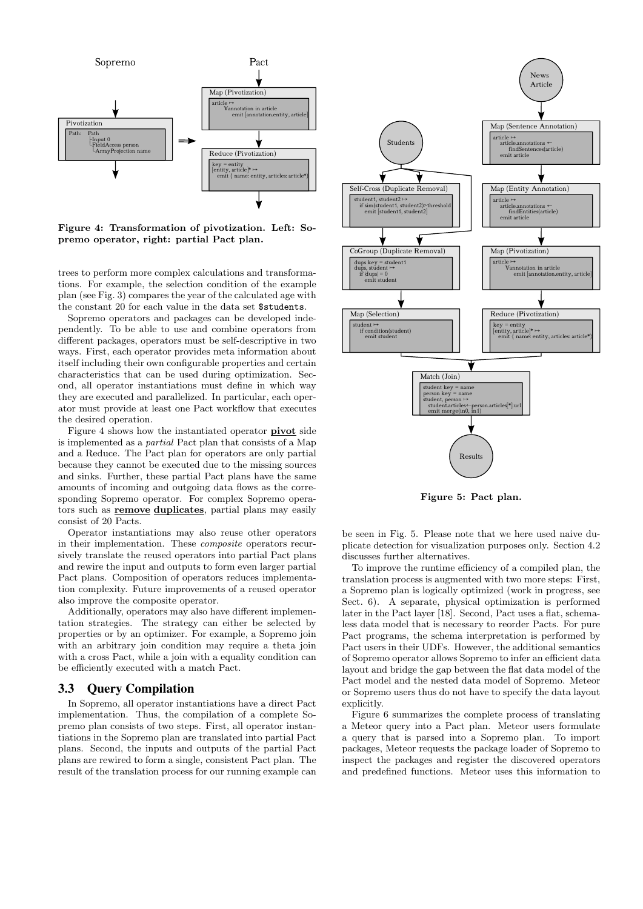Figure 4: Transformation of pivotization. Left: Sopremo operator, right: partial Pact plan.

trees to perform more complex calculations and transformations. For example, the selection condition of the example plan (see Fig. 3) compares the year of the calculated age with the constant 20 for each value in the data set `$students`.

Sopremo operators and packages can be developed independently. To be able to use and combine operators from different packages, operators must be self-descriptive in two ways. First, each operator provides meta information about itself including their own configurable properties and certain characteristics that can be used during optimization. Second, all operator instantiations must define in which way they are executed and parallelized. In particular, each operator must provide at least one Pact workflow that executes the desired operation.

Figure 4 shows how the instantiated operator **pivot** side is implemented as a *partial* Pact plan that consists of a Map and a Reduce. The Pact plan for operators are only partial because they cannot be executed due to the missing sources and sinks. Further, these partial Pact plans have the same amounts of incoming and outgoing data flows as the corresponding Sopremo operator. For complex Sopremo operators such as **remove duplicates**, partial plans may easily consist of 20 Pacts.

Operator instantiations may also reuse other operators in their implementation. These *composite* operators recursively translate the reused operators into partial Pact plans and rewire the input and outputs to form even larger partial Pact plans. Composition of operators reduces implementation complexity. Future improvements of a reused operator also improve the composite operator.

Additionally, operators may also have different implementation strategies. The strategy can either be selected by properties or by an optimizer. For example, a Sopremo join with an arbitrary join condition may require a theta join with a cross Pact, while a join with a equality condition can be efficiently executed with a match Pact.

## 3.3 Query Compilation

In Sopremo, all operator instantiations have a direct Pact implementation. Thus, the compilation of a complete Sopremo plan consists of two steps. First, all operator instantiations in the Sopremo plan are translated into partial Pact plans. Second, the inputs and outputs of the partial Pact plans are rewired to form a single, consistent Pact plan. The result of the translation process for our running example can be seen in Fig. 5. Please note that we here used naive duplicate detection for visualization purposes only. Section 4.2 discusses further alternatives.

Figure 5: Pact plan.

To improve the runtime efficiency of a compiled plan, the translation process is augmented with two more steps: First, a Sopremo plan is logically optimized (work in progress, see Sect. 6). A separate, physical optimization is performed later in the Pact layer [18]. Second, Pact uses a flat, schemaless data model that is necessary to reorder Pacts. For pure Pact programs, the schema interpretation is performed by Pact users in their UDFs. However, the additional semantics of Sopremo operator allows Sopremo to infer an efficient data layout and bridge the gap between the flat data model of the Pact model and the nested data model of Sopremo. Meteor or Sopremo users thus do not have to specify the data layout explicitly.

Figure 6 summarizes the complete process of translating a Meteor query into a Pact plan. Meteor users formulate a query that is parsed into a Sopremo plan. To import packages, Meteor requests the package loader of Sopremo to inspect the packages and register the discovered operators and predefined functions. Meteor uses this information to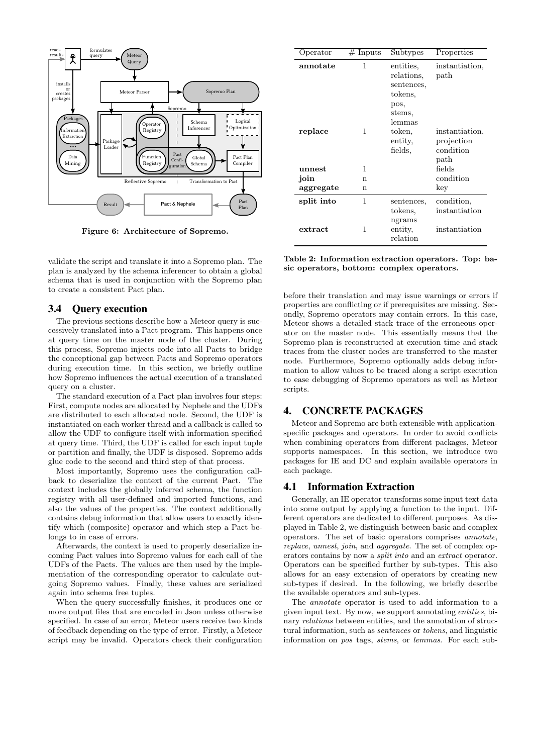Figure 6: Architecture of Sopremo.

validate the script and translate it into a Sopremo plan. The plan is analyzed by the schema inferencer to obtain a global schema that is used in conjunction with the Sopremo plan to create a consistent Pact plan.

## 3.4 Query execution

The previous sections describe how a Meteor query is successively translated into a Pact program. This happens once at query time on the master node of the cluster. During this process, Sopremo injects code into all Pacts to bridge the conceptional gap between Pacts and Sopremo operators during execution time. In this section, we briefly outline how Sopremo influences the actual execution of a translated query on a cluster.

The standard execution of a Pact plan involves four steps: First, compute nodes are allocated by Nephele and the UDFs are distributed to each allocated node. Second, the UDF is instantiated on each worker thread and a callback is called to allow the UDF to configure itself with information specified at query time. Third, the UDF is called for each input tuple or partition and finally, the UDF is disposed. Sopremo adds glue code to the second and third step of that process.

Most importantly, Sopremo uses the configuration callback to deserialize the context of the current Pact. The context includes the globally inferred schema, the function registry with all user-defined and imported functions, and also the values of the properties. The context additionally contains debug information that allow users to exactly identify which (composite) operator and which step a Pact belongs to in case of errors.

Afterwards, the context is used to properly deserialize incoming Pact values into Sopremo values for each call of the UDFs of the Pacts. The values are then used by the implementation of the corresponding operator to calculate outgoing Sopremo values. Finally, these values are serialized again into schema free tuples.

When the query successfully finishes, it produces one or more output files that are encoded in Json unless otherwise specified. In case of an error, Meteor users receive two kinds of feedback depending on the type of error. Firstly, a Meteor script may be invalid. Operators check their configuration before their translation and may issue warnings or errors if properties are conflicting or if prerequisites are missing. Secondly, Sopremo operators may contain errors. In this case, Meteor shows a detailed stack trace of the erroneous operator on the master node. This essentially means that the Sopremo plan is reconstructed at execution time and stack traces from the cluster nodes are transferred to the master node. Furthermore, Sopremo optionally adds debug information to allow values to be traced along a script execution to ease debugging of Sopremo operators as well as Meteor scripts.

| Operator | # Inputs | Subtypes | Properties |
|---|---|---|---|
| **annotate** | 1 | entities, relations, sentences, tokens, pos, stems, lemmas | instantiation, path |
| **replace** | 1 | token, entity, fields, | instantiation, projection condition path |
| **unnest** | 1 | | fields |
| **join** | n | | condition |
| **aggregate** | n | | key |
| **split into** | 1 | sentences, tokens, ngrams | condition, instantiation |
| **extract** | 1 | entity, relation | instantiation |

Table 2: Information extraction operators. Top: basic operators, bottom: complex operators.

# 4. CONCRETE PACKAGES

Meteor and Sopremo are both extensible with application-specific packages and operators. In order to avoid conflicts when combining operators from different packages, Meteor supports namespaces. In this section, we introduce two packages for IE and DC and explain available operators in each package.

## 4.1 Information Extraction

Generally, an IE operator transforms some input text data into some output by applying a function to the input. Different operators are dedicated to different purposes. As displayed in Table 2, we distinguish between basic and complex operators. The set of basic operators comprises *annotate*, *replace*, *unnest*, *join*, and *aggregate*. The set of complex operators contains by now a *split into* and an *extract* operator. Operators can be specified further by sub-types. This also allows for an easy extension of operators by creating new sub-types if desired. In the following, we briefly describe the available operators and sub-types.

The *annotate* operator is used to add information to a given input text. By now, we support annotating *entities*, binary *relations* between entities, and the annotation of structural information, such as *sentences* or *tokens*, and linguistic information on *pos* tags, *stems*, or *lemmas*. For each sub-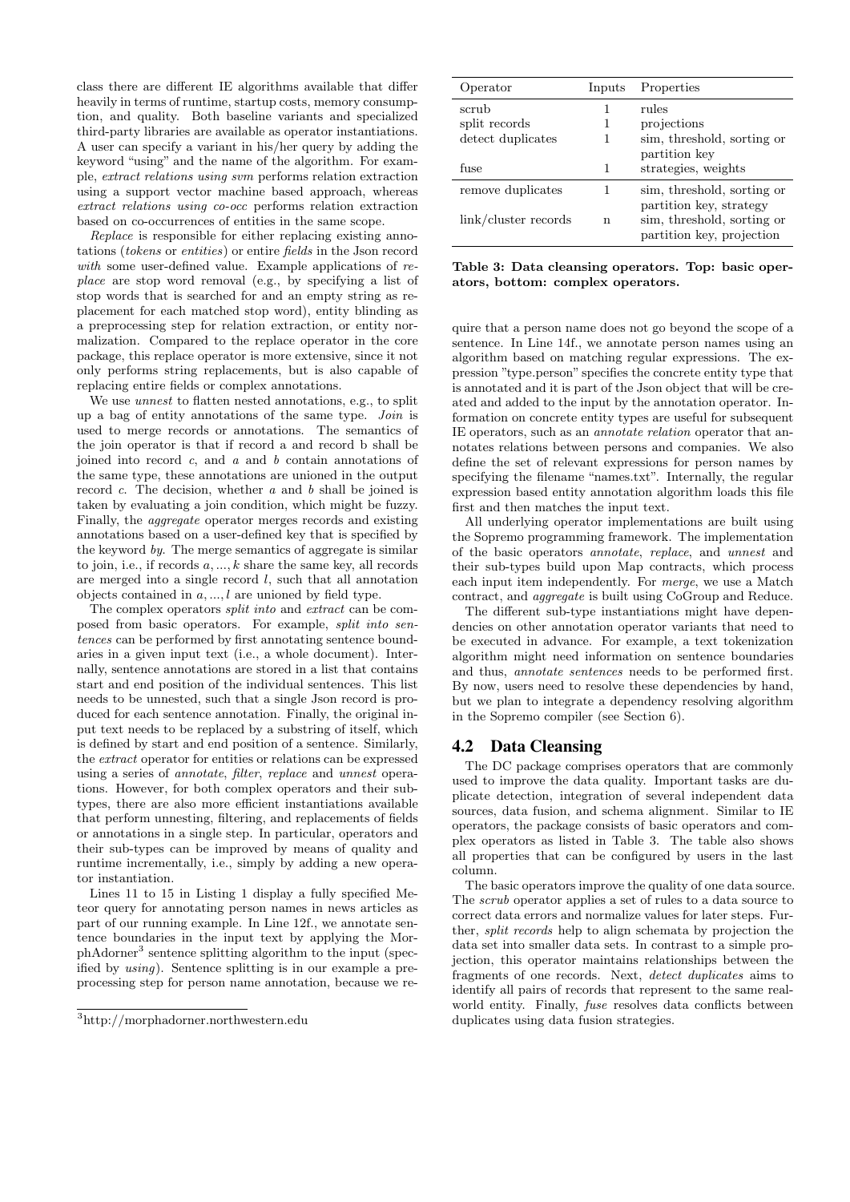class there are different IE algorithms available that differ heavily in terms of runtime, startup costs, memory consumption, and quality. Both baseline variants and specialized third-party libraries are available as operator instantiations. A user can specify a variant in his/her query by adding the keyword "using" and the name of the algorithm. For example, *extract relations using svm* performs relation extraction using a support vector machine based approach, whereas *extract relations using co-occ* performs relation extraction based on co-occurrences of entities in the same scope.

*Replace* is responsible for either replacing existing annotations (*tokens* or *entities*) or entire *fields* in the Json record *with* some user-defined value. Example applications of *replace* are stop word removal (e.g., by specifying a list of stop words that is searched for and an empty string as replacement for each matched stop word), entity blinding as a preprocessing step for relation extraction, or entity normalization. Compared to the replace operator in the core package, this replace operator is more extensive, since it not only performs string replacements, but is also capable of replacing entire fields or complex annotations.

We use *unnest* to flatten nested annotations, e.g., to split up a bag of entity annotations of the same type. *Join* is used to merge records or annotations. The semantics of the join operator is that if record a and record b shall be joined into record *c*, and *a* and *b* contain annotations of the same type, these annotations are unioned in the output record *c*. The decision, whether *a* and *b* shall be joined is taken by evaluating a join condition, which might be fuzzy. Finally, the *aggregate* operator merges records and existing annotations based on a user-defined key that is specified by the keyword *by*. The merge semantics of aggregate is similar to join, i.e., if records $a, ..., k$ share the same key, all records are merged into a single record $l$, such that all annotation objects contained in $a, ..., l$ are unioned by field type.

The complex operators *split into* and *extract* can be composed from basic operators. For example, *split into sentences* can be performed by first annotating sentence boundaries in a given input text (i.e., a whole document). Internally, sentence annotations are stored in a list that contains start and end position of the individual sentences. This list needs to be unnested, such that a single Json record is produced for each sentence annotation. Finally, the original input text needs to be replaced by a substring of itself, which is defined by start and end position of a sentence. Similarly, the *extract* operator for entities or relations can be expressed using a series of *annotate*, *filter*, *replace* and *unnest* operations. However, for both complex operators and their subtypes, there are also more efficient instantiations available that perform unnesting, filtering, and replacements of fields or annotations in a single step. In particular, operators and their sub-types can be improved by means of quality and runtime incrementally, i.e., simply by adding a new operator instantiation.

Lines 11 to 15 in Listing 1 display a fully specified Meteor query for annotating person names in news articles as part of our running example. In Line 12f., we annotate sentence boundaries in the input text by applying the MorphAdorner[3] sentence splitting algorithm to the input (specified by *using*). Sentence splitting is in our example a preprocessing step for person name annotation, because we require that a person name does not go beyond the scope of a sentence. In Line 14f., we annotate person names using an algorithm based on matching regular expressions. The expression "type.person" specifies the concrete entity type that is annotated and it is part of the Json object that will be created and added to the input by the annotation operator. Information on concrete entity types are useful for subsequent IE operators, such as an *annotate relation* operator that annotates relations between persons and companies. We also define the set of relevant expressions for person names by specifying the filename "names.txt". Internally, the regular expression based entity annotation algorithm loads this file first and then matches the input text.

All underlying operator implementations are built using the Sopremo programming framework. The implementation of the basic operators *annotate*, *replace*, and *unnest* and their sub-types build upon Map contracts, which process each input item independently. For *merge*, we use a Match contract, and *aggregate* is built using CoGroup and Reduce.

The different sub-type instantiations might have dependencies on other annotation operator variants that need to be executed in advance. For example, a text tokenization algorithm might need information on sentence boundaries and thus, *annotate sentences* needs to be performed first. By now, users need to resolve these dependencies by hand, but we plan to integrate a dependency resolving algorithm in the Sopremo compiler (see Section 6).

| Operator | Inputs | Properties |
|---|---|---|
| scrub | 1 | rules |
| split records | 1 | projections |
| detect duplicates | 1 | sim, threshold, sorting or partition key |
| fuse | 1 | strategies, weights |
| remove duplicates | 1 | sim, threshold, sorting or partition key, strategy |
| link/cluster records | n | sim, threshold, sorting or partition key, projection |

**Table 3: Data cleansing operators. Top: basic operators, bottom: complex operators.**

## 4.2 Data Cleansing

The DC package comprises operators that are commonly used to improve the data quality. Important tasks are duplicate detection, integration of several independent data sources, data fusion, and schema alignment. Similar to IE operators, the package consists of basic operators and complex operators as listed in Table 3. The table also shows all properties that can be configured by users in the last column.

The basic operators improve the quality of one data source. The *scrub* operator applies a set of rules to a data source to correct data errors and normalize values for later steps. Further, *split records* help to align schemata by projection the data set into smaller data sets. In contrast to a simple projection, this operator maintains relationships between the fragments of one records. Next, *detect duplicates* aims to identify all pairs of records that represent to the same real-world entity. Finally, *fuse* resolves data conflicts between duplicates using data fusion strategies.

[3]http://morphadorner.northwestern.edu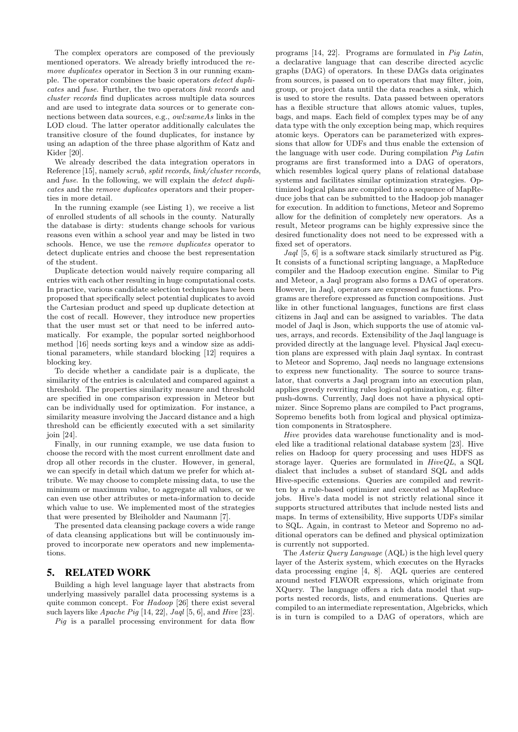The complex operators are composed of the previously mentioned operators. We already briefly introduced the *remove duplicates* operator in Section 3 in our running example. The operator combines the basic operators *detect duplicates* and *fuse*. Further, the two operators *link records* and *cluster records* find duplicates across multiple data sources and are used to integrate data sources or to generate connections between data sources, e.g., *owl:sameAs* links in the LOD cloud. The latter operator additionally calculates the transitive closure of the found duplicates, for instance by using an adaption of the three phase algorithm of Katz and Kider [20].

We already described the data integration operators in Reference [15], namely *scrub*, *split records*, *link/cluster records*, and *fuse*. In the following, we will explain the *detect duplicates* and the *remove duplicates* operators and their properties in more detail.

In the running example (see Listing 1), we receive a list of enrolled students of all schools in the county. Naturally the database is dirty: students change schools for various reasons even within a school year and may be listed in two schools. Hence, we use the *remove duplicates* operator to detect duplicate entries and choose the best representation of the student.

Duplicate detection would naively require comparing all entries with each other resulting in huge computational costs. In practice, various candidate selection techniques have been proposed that specifically select potential duplicates to avoid the Cartesian product and speed up duplicate detection at the cost of recall. However, they introduce new properties that the user must set or that need to be inferred automatically. For example, the popular sorted neighborhood method [16] needs sorting keys and a window size as additional parameters, while standard blocking [12] requires a blocking key.

To decide whether a candidate pair is a duplicate, the similarity of the entries is calculated and compared against a threshold. The properties similarity measure and threshold are specified in one comparison expression in Meteor but can be individually used for optimization. For instance, a similarity measure involving the Jaccard distance and a high threshold can be efficiently executed with a set similarity join [24].

Finally, in our running example, we use data fusion to choose the record with the most current enrollment date and drop all other records in the cluster. However, in general, we can specify in detail which datum we prefer for which attribute. We may choose to complete missing data, to use the minimum or maximum value, to aggregate all values, or we can even use other attributes or meta-information to decide which value to use. We implemented most of the strategies that were presented by Bleiholder and Naumann [7].

The presented data cleansing package covers a wide range of data cleansing applications but will be continuously improved to incorporate new operators and new implementations.

## 5. RELATED WORK

Building a high level language layer that abstracts from underlying massively parallel data processing systems is a quite common concept. For *Hadoop* [26] there exist several such layers like *Apache Pig* [14, 22], *Jaql* [5, 6], and *Hive* [23].

*Pig* is a parallel processing environment for data flow programs [14, 22]. Programs are formulated in *Pig Latin*, a declarative language that can describe directed acyclic graphs (DAG) of operators. In these DAGs data originates from sources, is passed on to operators that may filter, join, group, or project data until the data reaches a sink, which is used to store the results. Data passed between operators has a flexible structure that allows atomic values, tuples, bags, and maps. Each field of complex types may be of any data type with the only exception being map, which requires atomic keys. Operators can be parameterized with expressions that allow for UDFs and thus enable the extension of the language with user code. During compilation *Pig Latin* programs are first transformed into a DAG of operators, which resembles logical query plans of relational database systems and facilitates similar optimization strategies. Optimized logical plans are compiled into a sequence of MapReduce jobs that can be submitted to the Hadoop job manager for execution. In addition to functions, Meteor and Sopremo allow for the definition of completely new operators. As a result, Meteor programs can be highly expressive since the desired functionality does not need to be expressed with a fixed set of operators.

*Jaql* [5, 6] is a software stack similarly structured as Pig. It consists of a functional scripting language, a MapReduce compiler and the Hadoop execution engine. Similar to Pig and Meteor, a Jaql program also forms a DAG of operators. However, in Jaql, operators are expressed as functions. Programs are therefore expressed as function compositions. Just like in other functional languages, functions are first class citizens in Jaql and can be assigned to variables. The data model of Jaql is Json, which supports the use of atomic values, arrays, and records. Extensibility of the Jaql language is provided directly at the language level. Physical Jaql execution plans are expressed with plain Jaql syntax. In contrast to Meteor and Sopremo, Jaql needs no language extensions to express new functionality. The source to source translator, that converts a Jaql program into an execution plan, applies greedy rewriting rules logical optimization, e.g. filter push-downs. Currently, Jaql does not have a physical optimizer. Since Sopremo plans are compiled to Pact programs, Sopremo benefits both from logical and physical optimization components in Stratosphere.

*Hive* provides data warehouse functionality and is modeled like a traditional relational database system [23]. Hive relies on Hadoop for query processing and uses HDFS as storage layer. Queries are formulated in *HiveQL*, a SQL dialect that includes a subset of standard SQL and adds Hive-specific extensions. Queries are compiled and rewritten by a rule-based optimizer and executed as MapReduce jobs. Hive's data model is not strictly relational since it supports structured attributes that include nested lists and maps. In terms of extensibility, Hive supports UDFs similar to SQL. Again, in contrast to Meteor and Sopremo no additional operators can be defined and physical optimization is currently not supported.

The *Asterix Query Language* (AQL) is the high level query layer of the Asterix system, which executes on the Hyracks data processing engine [4, 8]. AQL queries are centered around nested FLWOR expressions, which originate from XQuery. The language offers a rich data model that supports nested records, lists, and enumerations. Queries are compiled to an intermediate representation, Algebricks, which is in turn is compiled to a DAG of operators, which are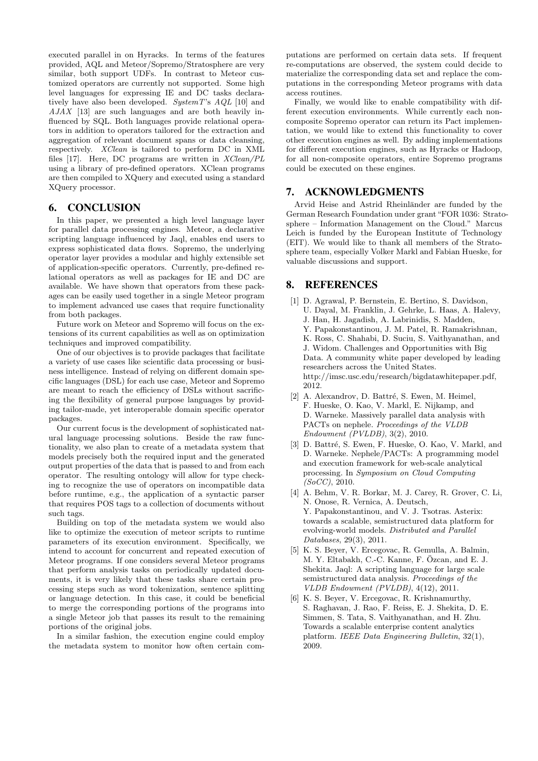executed parallel in on Hyracks. In terms of the features provided, AQL and Meteor/Sopremo/Stratosphere are very similar, both support UDFs. In contrast to Meteor customized operators are currently not supported. Some high level languages for expressing IE and DC tasks declaratively have also been developed. *SystemT*'s *AQL* [10] and *AJAX* [13] are such languages and are both heavily influenced by SQL. Both languages provide relational operators in addition to operators tailored for the extraction and aggregation of relevant document spans or data cleansing, respectively. *XClean* is tailored to perform DC in XML files [17]. Here, DC programs are written in *XClean/PL* using a library of pre-defined operators. XClean programs are then compiled to XQuery and executed using a standard XQuery processor.

## 6. CONCLUSION

In this paper, we presented a high level language layer for parallel data processing engines. Meteor, a declarative scripting language influenced by Jaql, enables end users to express sophisticated data flows. Sopremo, the underlying operator layer provides a modular and highly extensible set of application-specific operators. Currently, pre-defined relational operators as well as packages for IE and DC are available. We have shown that operators from these packages can be easily used together in a single Meteor program to implement advanced use cases that require functionality from both packages.

Future work on Meteor and Sopremo will focus on the extensions of its current capabilities as well as on optimization techniques and improved compatibility.

One of our objectives is to provide packages that facilitate a variety of use cases like scientific data processing or business intelligence. Instead of relying on different domain specific languages (DSL) for each use case, Meteor and Sopremo are meant to reach the efficiency of DSLs without sacrificing the flexibility of general purpose languages by providing tailor-made, yet interoperable domain specific operator packages.

Our current focus is the development of sophisticated natural language processing solutions. Beside the raw functionality, we also plan to create of a metadata system that models precisely both the required input and the generated output properties of the data that is passed to and from each operator. The resulting ontology will allow for type checking to recognize the use of operators on incompatible data before runtime, e.g., the application of a syntactic parser that requires POS tags to a collection of documents without such tags.

Building on top of the metadata system we would also like to optimize the execution of meteor scripts to runtime parameters of its execution environment. Specifically, we intend to account for concurrent and repeated execution of Meteor programs. If one considers several Meteor programs that perform analysis tasks on periodically updated documents, it is very likely that these tasks share certain processing steps such as word tokenization, sentence splitting or language detection. In this case, it could be beneficial to merge the corresponding portions of the programs into a single Meteor job that passes its result to the remaining portions of the original jobs.

In a similar fashion, the execution engine could employ the metadata system to monitor how often certain computations are performed on certain data sets. If frequent re-computations are observed, the system could decide to materialize the corresponding data set and replace the computations in the corresponding Meteor programs with data access routines.

Finally, we would like to enable compatibility with different execution environments. While currently each non-composite Sopremo operator can return its Pact implementation, we would like to extend this functionality to cover other execution engines as well. By adding implementations for different execution engines, such as Hyracks or Hadoop, for all non-composite operators, entire Sopremo programs could be executed on these engines.

## 7. ACKNOWLEDGMENTS

Arvid Heise and Astrid Rheinländer are funded by the German Research Foundation under grant "FOR 1036: Stratosphere – Information Management on the Cloud." Marcus Leich is funded by the European Institute of Technology (EIT). We would like to thank all members of the Stratosphere team, especially Volker Markl and Fabian Hueske, for valuable discussions and support.

## 8. REFERENCES

[1] D. Agrawal, P. Bernstein, E. Bertino, S. Davidson, U. Dayal, M. Franklin, J. Gehrke, L. Haas, A. Halevy, J. Han, H. Jagadish, A. Labrinidis, S. Madden, Y. Papakonstantinou, J. M. Patel, R. Ramakrishnan, K. Ross, C. Shahabi, D. Suciu, S. Vaithyanathan, and J. Widom. Challenges and Opportunities with Big Data. A community white paper developed by leading researchers across the United States. http://imsc.usc.edu/research/bigdatawhitepaper.pdf, 2012.

[2] A. Alexandrov, D. Battré, S. Ewen, M. Heimel, F. Hueske, O. Kao, V. Markl, E. Nijkamp, and D. Warneke. Massively parallel data analysis with PACTs on nephele. *Proceedings of the VLDB Endowment (PVLDB)*, 3(2), 2010.

[3] D. Battré, S. Ewen, F. Hueske, O. Kao, V. Markl, and D. Warneke. Nephele/PACTs: A programming model and execution framework for web-scale analytical processing. In *Symposium on Cloud Computing (SoCC)*, 2010.

[4] A. Behm, V. R. Borkar, M. J. Carey, R. Grover, C. Li, N. Onose, R. Vernica, A. Deutsch, Y. Papakonstantinou, and V. J. Tsotras. Asterix: towards a scalable, semistructured data platform for evolving-world models. *Distributed and Parallel Databases*, 29(3), 2011.

[5] K. S. Beyer, V. Ercegovac, R. Gemulla, A. Balmin, M. Y. Eltabakh, C.-C. Kanne, F. Özcan, and E. J. Shekita. Jaql: A scripting language for large scale semistructured data analysis. *Proceedings of the VLDB Endowment (PVLDB)*, 4(12), 2011.

[6] K. S. Beyer, V. Ercegovac, R. Krishnamurthy, S. Raghavan, J. Rao, F. Reiss, E. J. Shekita, D. E. Simmen, S. Tata, S. Vaithyanathan, and H. Zhu. Towards a scalable enterprise content analytics platform. *IEEE Data Engineering Bulletin*, 32(1), 2009.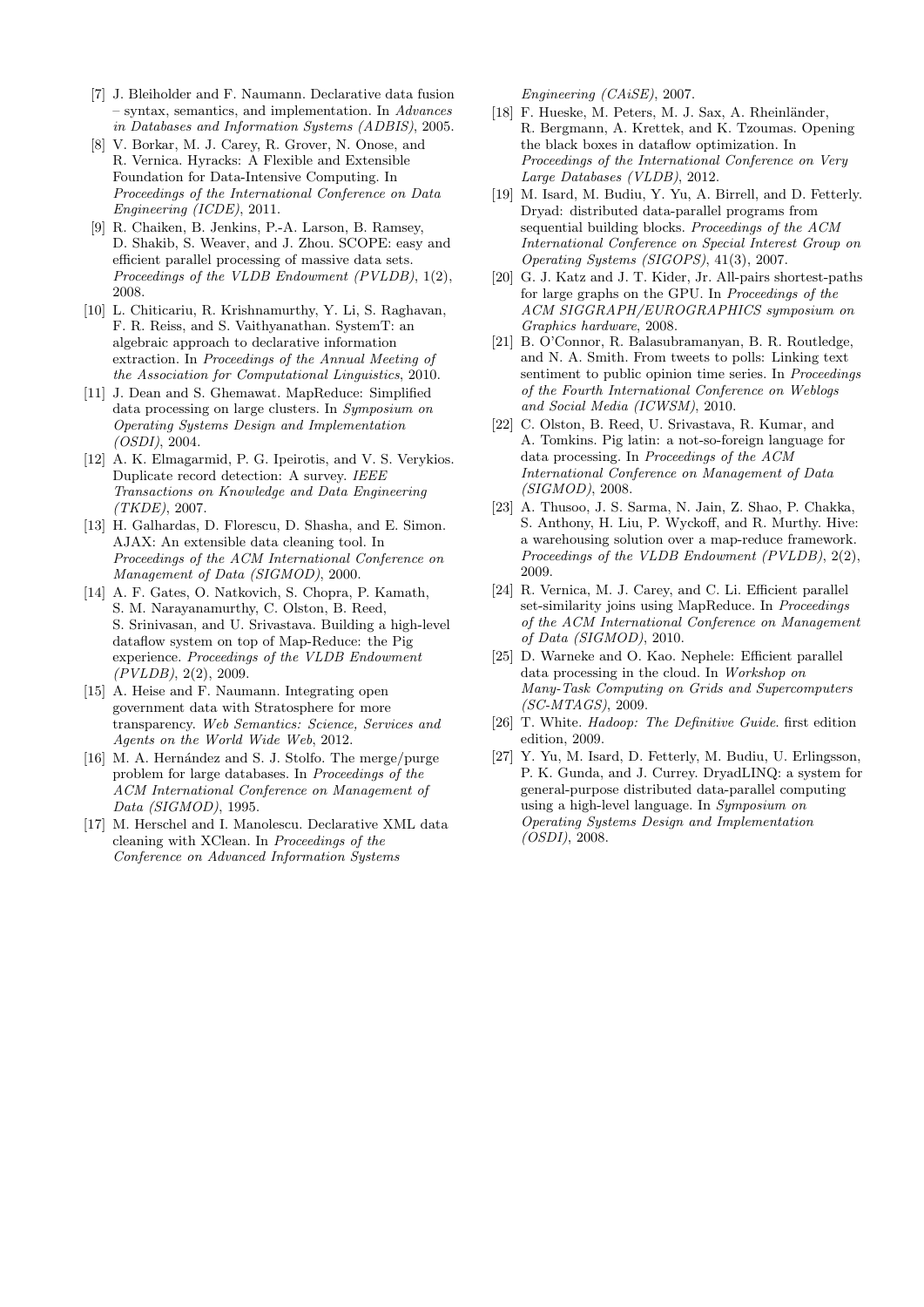[7] J. Bleiholder and F. Naumann. Declarative data fusion – syntax, semantics, and implementation. In *Advances in Databases and Information Systems (ADBIS)*, 2005.

[8] V. Borkar, M. J. Carey, R. Grover, N. Onose, and R. Vernica. Hyracks: A Flexible and Extensible Foundation for Data-Intensive Computing. In *Proceedings of the International Conference on Data Engineering (ICDE)*, 2011.

[9] R. Chaiken, B. Jenkins, P.-A. Larson, B. Ramsey, D. Shakib, S. Weaver, and J. Zhou. SCOPE: easy and efficient parallel processing of massive data sets. *Proceedings of the VLDB Endowment (PVLDB)*, 1(2), 2008.

[10] L. Chiticariu, R. Krishnamurthy, Y. Li, S. Raghavan, F. R. Reiss, and S. Vaithyanathan. SystemT: an algebraic approach to declarative information extraction. In *Proceedings of the Annual Meeting of the Association for Computational Linguistics*, 2010.

[11] J. Dean and S. Ghemawat. MapReduce: Simplified data processing on large clusters. In *Symposium on Operating Systems Design and Implementation (OSDI)*, 2004.

[12] A. K. Elmagarmid, P. G. Ipeirotis, and V. S. Verykios. Duplicate record detection: A survey. *IEEE Transactions on Knowledge and Data Engineering (TKDE)*, 2007.

[13] H. Galhardas, D. Florescu, D. Shasha, and E. Simon. AJAX: An extensible data cleaning tool. In *Proceedings of the ACM International Conference on Management of Data (SIGMOD)*, 2000.

[14] A. F. Gates, O. Natkovich, S. Chopra, P. Kamath, S. M. Narayanamurthy, C. Olston, B. Reed, S. Srinivasan, and U. Srivastava. Building a high-level dataflow system on top of Map-Reduce: the Pig experience. *Proceedings of the VLDB Endowment (PVLDB)*, 2(2), 2009.

[15] A. Heise and F. Naumann. Integrating open government data with Stratosphere for more transparency. *Web Semantics: Science, Services and Agents on the World Wide Web*, 2012.

[16] M. A. Hernández and S. J. Stolfo. The merge/purge problem for large databases. In *Proceedings of the ACM International Conference on Management of Data (SIGMOD)*, 1995.

[17] M. Herschel and I. Manolescu. Declarative XML data cleaning with XClean. In *Proceedings of the Conference on Advanced Information Systems Engineering (CAiSE)*, 2007.

[18] F. Hueske, M. Peters, M. J. Sax, A. Rheinländer, R. Bergmann, A. Krettek, and K. Tzoumas. Opening the black boxes in dataflow optimization. In *Proceedings of the International Conference on Very Large Databases (VLDB)*, 2012.

[19] M. Isard, M. Budiu, Y. Yu, A. Birrell, and D. Fetterly. Dryad: distributed data-parallel programs from sequential building blocks. *Proceedings of the ACM International Conference on Special Interest Group on Operating Systems (SIGOPS)*, 41(3), 2007.

[20] G. J. Katz and J. T. Kider, Jr. All-pairs shortest-paths for large graphs on the GPU. In *Proceedings of the ACM SIGGRAPH/EUROGRAPHICS symposium on Graphics hardware*, 2008.

[21] B. O'Connor, R. Balasubramanyan, B. R. Routledge, and N. A. Smith. From tweets to polls: Linking text sentiment to public opinion time series. In *Proceedings of the Fourth International Conference on Weblogs and Social Media (ICWSM)*, 2010.

[22] C. Olston, B. Reed, U. Srivastava, R. Kumar, and A. Tomkins. Pig latin: a not-so-foreign language for data processing. In *Proceedings of the ACM International Conference on Management of Data (SIGMOD)*, 2008.

[23] A. Thusoo, J. S. Sarma, N. Jain, Z. Shao, P. Chakka, S. Anthony, H. Liu, P. Wyckoff, and R. Murthy. Hive: a warehousing solution over a map-reduce framework. *Proceedings of the VLDB Endowment (PVLDB)*, 2(2), 2009.

[24] R. Vernica, M. J. Carey, and C. Li. Efficient parallel set-similarity joins using MapReduce. In *Proceedings of the ACM International Conference on Management of Data (SIGMOD)*, 2010.

[25] D. Warneke and O. Kao. Nephele: Efficient parallel data processing in the cloud. In *Workshop on Many-Task Computing on Grids and Supercomputers (SC-MTAGS)*, 2009.

[26] T. White. *Hadoop: The Definitive Guide*. first edition edition, 2009.

[27] Y. Yu, M. Isard, D. Fetterly, M. Budiu, U. Erlingsson, P. K. Gunda, and J. Currey. DryadLINQ: a system for general-purpose distributed data-parallel computing using a high-level language. In *Symposium on Operating Systems Design and Implementation (OSDI)*, 2008.